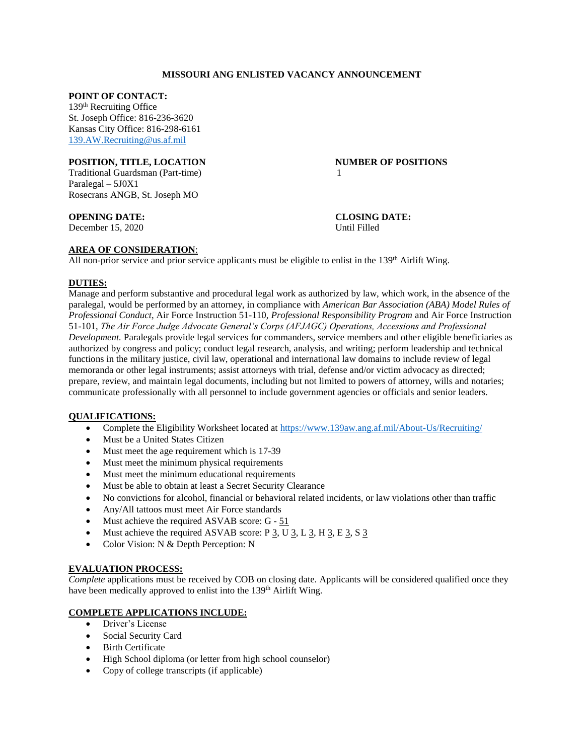# MISSOURI ANG ENLISTED VACANCY ANNOUNCEMENT

**POINT OF CONTACT:**
139th Recruiting Office
St. Joseph Office: 816-236-3620
Kansas City Office: 816-298-6161
139.AW.Recruiting@us.af.mil

**POSITION, TITLE, LOCATION**
Traditional Guardsman (Part-time)
Paralegal – 5J0X1
Rosecrans ANGB, St. Joseph MO

**NUMBER OF POSITIONS**
1

**OPENING DATE:**
December 15, 2020

**CLOSING DATE:**
Until Filled

**AREA OF CONSIDERATION:**
All non-prior service and prior service applicants must be eligible to enlist in the 139th Airlift Wing.

**DUTIES:**
Manage and perform substantive and procedural legal work as authorized by law, which work, in the absence of the paralegal, would be performed by an attorney, in compliance with *American Bar Association (ABA) Model Rules of Professional Conduct,* Air Force Instruction 51-110, *Professional Responsibility Program* and Air Force Instruction 51-101, *The Air Force Judge Advocate General's Corps (AFJAGC) Operations, Accessions and Professional Development.* Paralegals provide legal services for commanders, service members and other eligible beneficiaries as authorized by congress and policy; conduct legal research, analysis, and writing; perform leadership and technical functions in the military justice, civil law, operational and international law domains to include review of legal memoranda or other legal instruments; assist attorneys with trial, defense and/or victim advocacy as directed; prepare, review, and maintain legal documents, including but not limited to powers of attorney, wills and notaries; communicate professionally with all personnel to include government agencies or officials and senior leaders.

**QUALIFICATIONS:**

- Complete the Eligibility Worksheet located at https://www.139aw.ang.af.mil/About-Us/Recruiting/
- Must be a United States Citizen
- Must meet the age requirement which is 17-39
- Must meet the minimum physical requirements
- Must meet the minimum educational requirements
- Must be able to obtain at least a Secret Security Clearance
- No convictions for alcohol, financial or behavioral related incidents, or law violations other than traffic
- Any/All tattoos must meet Air Force standards
- Must achieve the required ASVAB score: G - 51
- Must achieve the required ASVAB score: P 3, U 3, L 3, H 3, E 3, S 3
- Color Vision: N & Depth Perception: N

**EVALUATION PROCESS:**
*Complete* applications must be received by COB on closing date. Applicants will be considered qualified once they have been medically approved to enlist into the 139th Airlift Wing.

**COMPLETE APPLICATIONS INCLUDE:**

- Driver's License
- Social Security Card
- Birth Certificate
- High School diploma (or letter from high school counselor)
- Copy of college transcripts (if applicable)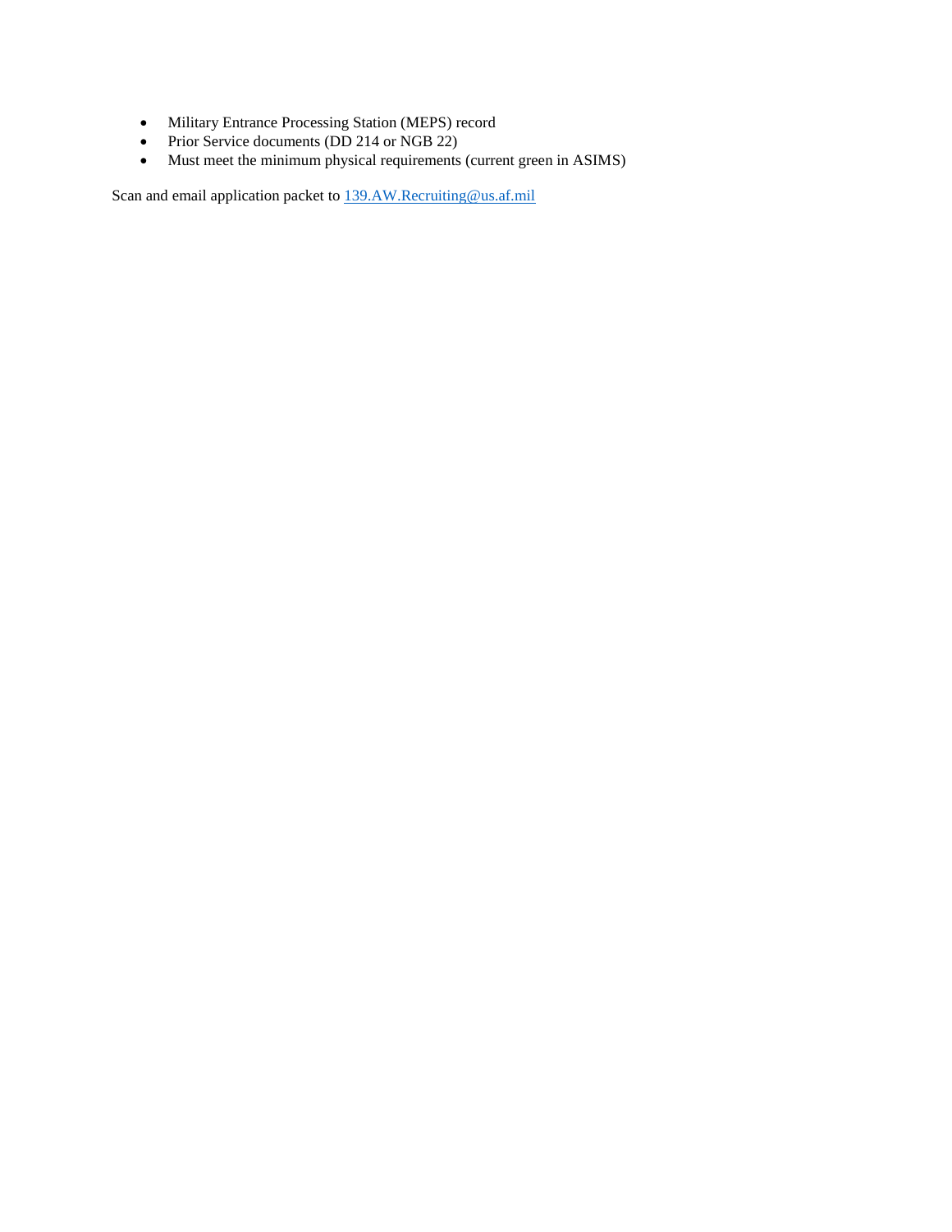- Military Entrance Processing Station (MEPS) record
- Prior Service documents (DD 214 or NGB 22)
- Must meet the minimum physical requirements (current green in ASIMS)

Scan and email application packet to 139.AW.Recruiting@us.af.mil